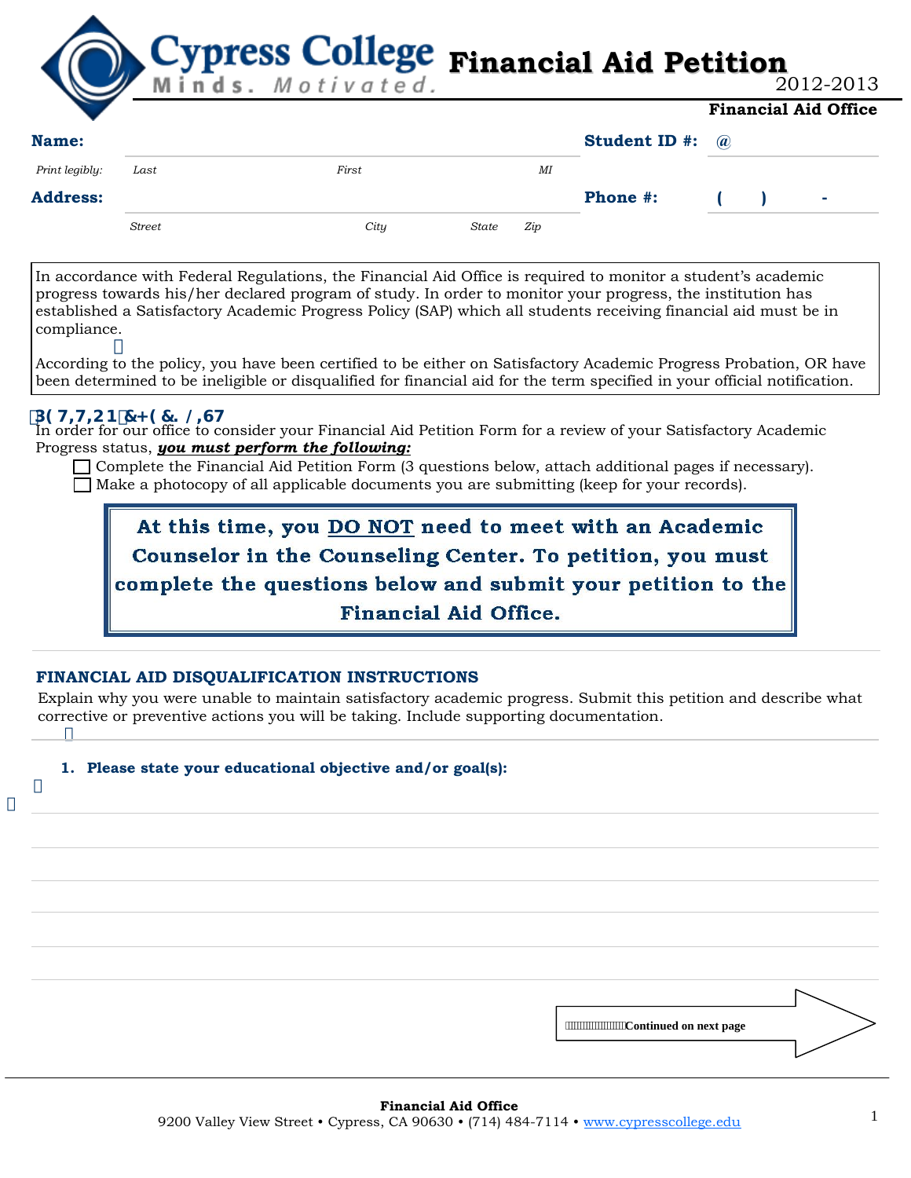# Cypress College
Minds. Motivated.

# Financial Aid Petition

2012-2013

**Financial Aid Office**

**Name:** ______________________________ **Student ID #:** @__________

*Print legibly:* *Last* *First* *MI*

**Address:** ______________________________ **Phone #:** (    )     -

*Street* *City* *State* *Zip*

In accordance with Federal Regulations, the Financial Aid Office is required to monitor a student's academic progress towards his/her declared program of study. In order to monitor your progress, the institution has established a Satisfactory Academic Progress Policy (SAP) which all students receiving financial aid must be in compliance.

According to the policy, you have been certified to be either on Satisfactory Academic Progress Probation, OR have been determined to be ineligible or disqualified for financial aid for the term specified in your official notification.

**PETITION CHECKLIST**

In order for our office to consider your Financial Aid Petition Form for a review of your Satisfactory Academic Progress status, ***you must perform the following:***

- ☐ Complete the Financial Aid Petition Form (3 questions below, attach additional pages if necessary).
- ☐ Make a photocopy of all applicable documents you are submitting (keep for your records).

**At this time, you DO NOT need to meet with an Academic Counselor in the Counseling Center. To petition, you must complete the questions below and submit your petition to the Financial Aid Office.**

## FINANCIAL AID DISQUALIFICATION INSTRUCTIONS

Explain why you were unable to maintain satisfactory academic progress. Submit this petition and describe what corrective or preventive actions you will be taking. Include supporting documentation.

**1. Please state your educational objective and/or goal(s):**

______________________________________________________________________

______________________________________________________________________

______________________________________________________________________

______________________________________________________________________

______________________________________________________________________

**Continued on next page**

**Financial Aid Office**
9200 Valley View Street • Cypress, CA 90630 • (714) 484-7114 • www.cypresscollege.edu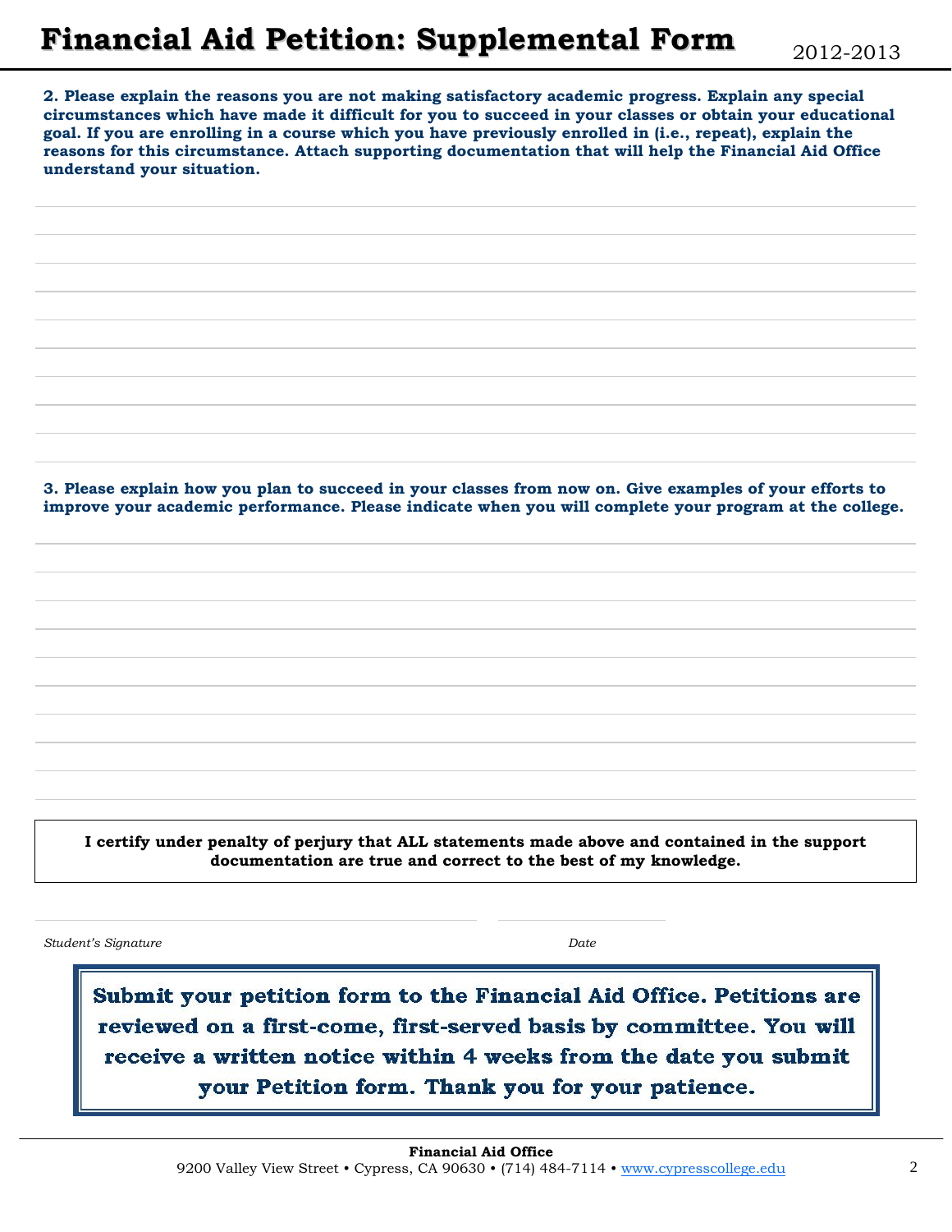# Financial Aid Petition: Supplemental Form

2012-2013

**2. Please explain the reasons you are not making satisfactory academic progress. Explain any special circumstances which have made it difficult for you to succeed in your classes or obtain your educational goal. If you are enrolling in a course which you have previously enrolled in (i.e., repeat), explain the reasons for this circumstance. Attach supporting documentation that will help the Financial Aid Office understand your situation.**

**3. Please explain how you plan to succeed in your classes from now on. Give examples of your efforts to improve your academic performance. Please indicate when you will complete your program at the college.**

**I certify under penalty of perjury that ALL statements made above and contained in the support documentation are true and correct to the best of my knowledge.**

*Student's Signature*

*Date*

**Submit your petition form to the Financial Aid Office. Petitions are reviewed on a first-come, first-served basis by committee. You will receive a written notice within 4 weeks from the date you submit your Petition form. Thank you for your patience.**

**Financial Aid Office**
9200 Valley View Street • Cypress, CA 90630 • (714) 484-7114 • www.cypresscollege.edu